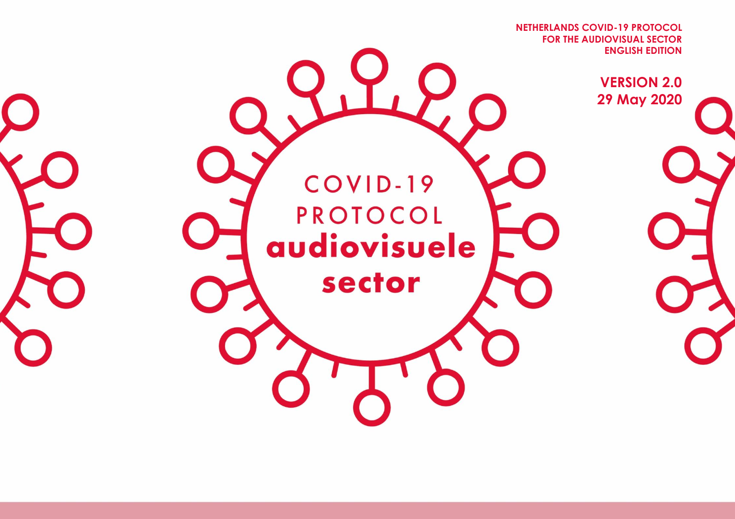NETHERLANDS COVID-19 PROTOCOL
FOR THE AUDIOVISUAL SECTOR
ENGLISH EDITION

**VERSION 2.0**
**29 May 2020**

# COVID-19 PROTOCOL
# audiovisuele sector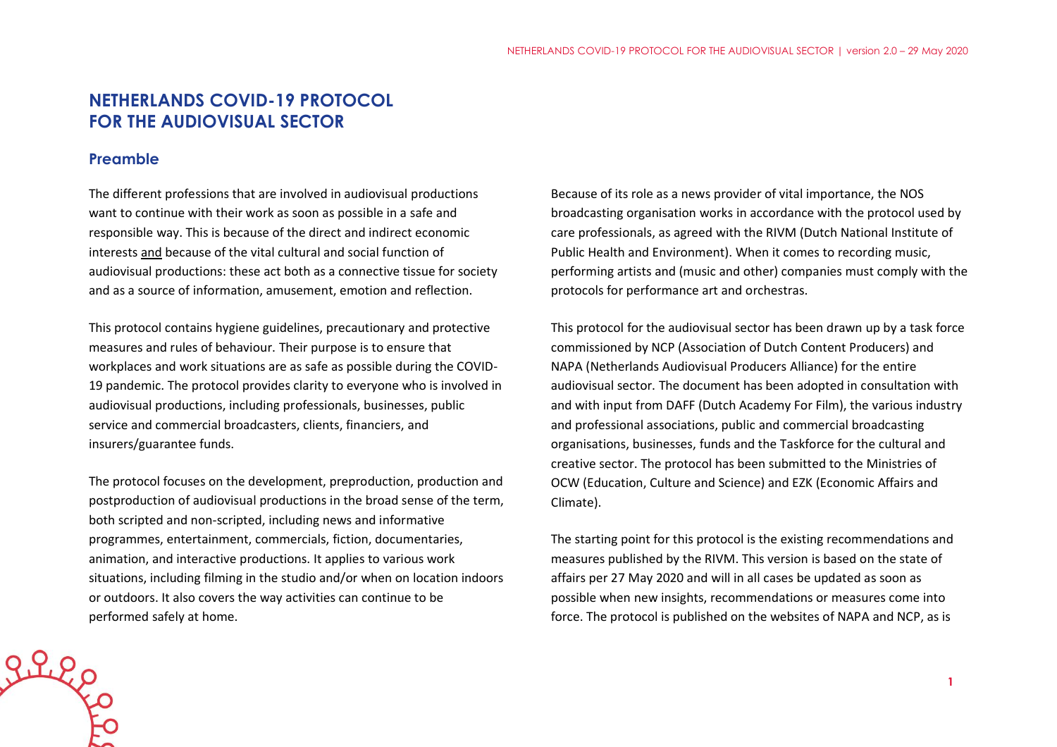# NETHERLANDS COVID-19 PROTOCOL FOR THE AUDIOVISUAL SECTOR

## Preamble

The different professions that are involved in audiovisual productions want to continue with their work as soon as possible in a safe and responsible way. This is because of the direct and indirect economic interests and because of the vital cultural and social function of audiovisual productions: these act both as a connective tissue for society and as a source of information, amusement, emotion and reflection.

This protocol contains hygiene guidelines, precautionary and protective measures and rules of behaviour. Their purpose is to ensure that workplaces and work situations are as safe as possible during the COVID-19 pandemic. The protocol provides clarity to everyone who is involved in audiovisual productions, including professionals, businesses, public service and commercial broadcasters, clients, financiers, and insurers/guarantee funds.

The protocol focuses on the development, preproduction, production and postproduction of audiovisual productions in the broad sense of the term, both scripted and non-scripted, including news and informative programmes, entertainment, commercials, fiction, documentaries, animation, and interactive productions. It applies to various work situations, including filming in the studio and/or when on location indoors or outdoors. It also covers the way activities can continue to be performed safely at home.

Because of its role as a news provider of vital importance, the NOS broadcasting organisation works in accordance with the protocol used by care professionals, as agreed with the RIVM (Dutch National Institute of Public Health and Environment). When it comes to recording music, performing artists and (music and other) companies must comply with the protocols for performance art and orchestras.

This protocol for the audiovisual sector has been drawn up by a task force commissioned by NCP (Association of Dutch Content Producers) and NAPA (Netherlands Audiovisual Producers Alliance) for the entire audiovisual sector. The document has been adopted in consultation with and with input from DAFF (Dutch Academy For Film), the various industry and professional associations, public and commercial broadcasting organisations, businesses, funds and the Taskforce for the cultural and creative sector. The protocol has been submitted to the Ministries of OCW (Education, Culture and Science) and EZK (Economic Affairs and Climate).

The starting point for this protocol is the existing recommendations and measures published by the RIVM. This version is based on the state of affairs per 27 May 2020 and will in all cases be updated as soon as possible when new insights, recommendations or measures come into force. The protocol is published on the websites of NAPA and NCP, as is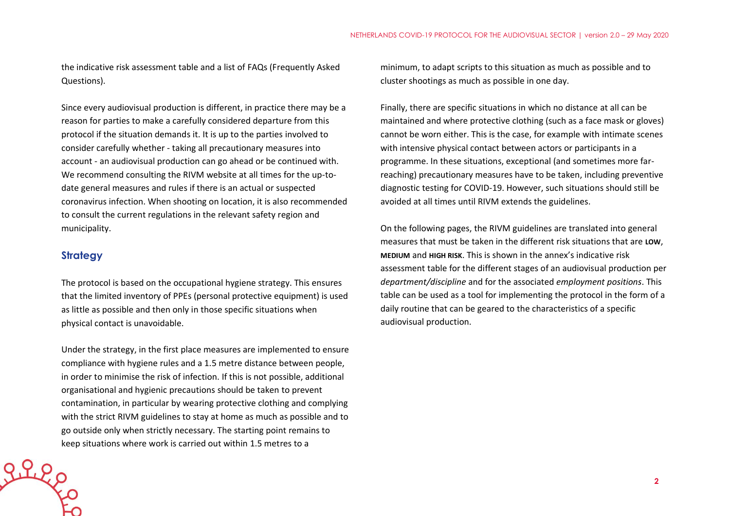the indicative risk assessment table and a list of FAQs (Frequently Asked Questions).

Since every audiovisual production is different, in practice there may be a reason for parties to make a carefully considered departure from this protocol if the situation demands it. It is up to the parties involved to consider carefully whether - taking all precautionary measures into account - an audiovisual production can go ahead or be continued with. We recommend consulting the RIVM website at all times for the up-to-date general measures and rules if there is an actual or suspected coronavirus infection. When shooting on location, it is also recommended to consult the current regulations in the relevant safety region and municipality.

## Strategy

The protocol is based on the occupational hygiene strategy. This ensures that the limited inventory of PPEs (personal protective equipment) is used as little as possible and then only in those specific situations when physical contact is unavoidable.

Under the strategy, in the first place measures are implemented to ensure compliance with hygiene rules and a 1.5 metre distance between people, in order to minimise the risk of infection. If this is not possible, additional organisational and hygienic precautions should be taken to prevent contamination, in particular by wearing protective clothing and complying with the strict RIVM guidelines to stay at home as much as possible and to go outside only when strictly necessary. The starting point remains to keep situations where work is carried out within 1.5 metres to a minimum, to adapt scripts to this situation as much as possible and to cluster shootings as much as possible in one day.

Finally, there are specific situations in which no distance at all can be maintained and where protective clothing (such as a face mask or gloves) cannot be worn either. This is the case, for example with intimate scenes with intensive physical contact between actors or participants in a programme. In these situations, exceptional (and sometimes more far-reaching) precautionary measures have to be taken, including preventive diagnostic testing for COVID-19. However, such situations should still be avoided at all times until RIVM extends the guidelines.

On the following pages, the RIVM guidelines are translated into general measures that must be taken in the different risk situations that are **LOW**, **MEDIUM** and **HIGH RISK**. This is shown in the annex's indicative risk assessment table for the different stages of an audiovisual production per *department/discipline* and for the associated *employment positions*. This table can be used as a tool for implementing the protocol in the form of a daily routine that can be geared to the characteristics of a specific audiovisual production.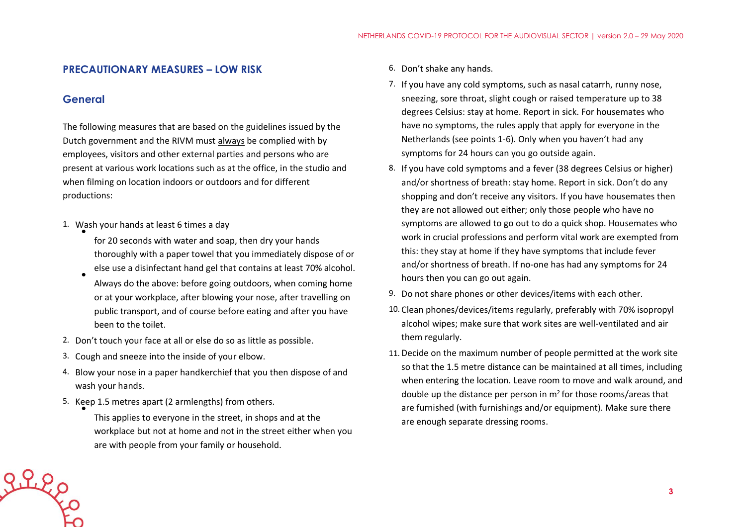## PRECAUTIONARY MEASURES – LOW RISK

### General

The following measures that are based on the guidelines issued by the Dutch government and the RIVM must always be complied with by employees, visitors and other external parties and persons who are present at various work locations such as at the office, in the studio and when filming on location indoors or outdoors and for different productions:

1. Wash your hands at least 6 times a day
   - for 20 seconds with water and soap, then dry your hands thoroughly with a paper towel that you immediately dispose of or else use a disinfectant hand gel that contains at least 70% alcohol.
   - Always do the above: before going outdoors, when coming home or at your workplace, after blowing your nose, after travelling on public transport, and of course before eating and after you have been to the toilet.
2. Don't touch your face at all or else do so as little as possible.
3. Cough and sneeze into the inside of your elbow.
4. Blow your nose in a paper handkerchief that you then dispose of and wash your hands.
5. Keep 1.5 metres apart (2 armlengths) from others.
   - This applies to everyone in the street, in shops and at the workplace but not at home and not in the street either when you are with people from your family or household.
6. Don't shake any hands.
7. If you have any cold symptoms, such as nasal catarrh, runny nose, sneezing, sore throat, slight cough or raised temperature up to 38 degrees Celsius: stay at home. Report in sick. For housemates who have no symptoms, the rules apply that apply for everyone in the Netherlands (see points 1-6). Only when you haven't had any symptoms for 24 hours can you go outside again.
8. If you have cold symptoms and a fever (38 degrees Celsius or higher) and/or shortness of breath: stay home. Report in sick. Don't do any shopping and don't receive any visitors. If you have housemates then they are not allowed out either; only those people who have no symptoms are allowed to go out to do a quick shop. Housemates who work in crucial professions and perform vital work are exempted from this: they stay at home if they have symptoms that include fever and/or shortness of breath. If no-one has had any symptoms for 24 hours then you can go out again.
9. Do not share phones or other devices/items with each other.
10. Clean phones/devices/items regularly, preferably with 70% isopropyl alcohol wipes; make sure that work sites are well-ventilated and air them regularly.
11. Decide on the maximum number of people permitted at the work site so that the 1.5 metre distance can be maintained at all times, including when entering the location. Leave room to move and walk around, and double up the distance per person in $m^2$ for those rooms/areas that are furnished (with furnishings and/or equipment). Make sure there are enough separate dressing rooms.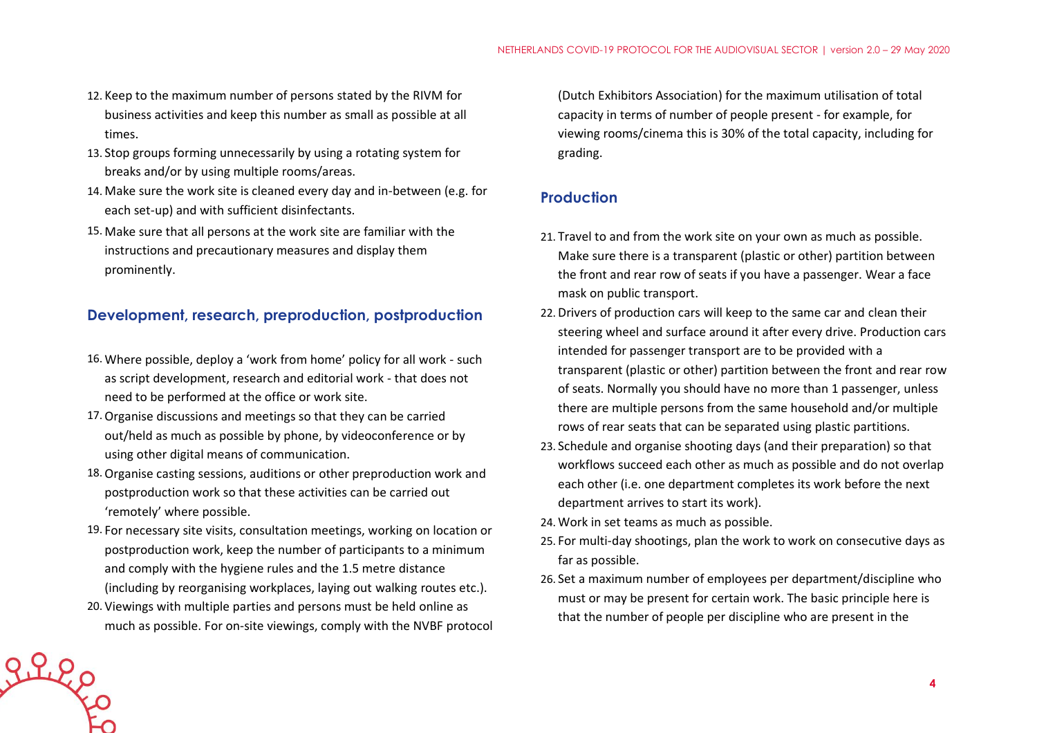12. Keep to the maximum number of persons stated by the RIVM for business activities and keep this number as small as possible at all times.
13. Stop groups forming unnecessarily by using a rotating system for breaks and/or by using multiple rooms/areas.
14. Make sure the work site is cleaned every day and in-between (e.g. for each set-up) and with sufficient disinfectants.
15. Make sure that all persons at the work site are familiar with the instructions and precautionary measures and display them prominently.

## Development, research, preproduction, postproduction

16. Where possible, deploy a 'work from home' policy for all work - such as script development, research and editorial work - that does not need to be performed at the office or work site.
17. Organise discussions and meetings so that they can be carried out/held as much as possible by phone, by videoconference or by using other digital means of communication.
18. Organise casting sessions, auditions or other preproduction work and postproduction work so that these activities can be carried out 'remotely' where possible.
19. For necessary site visits, consultation meetings, working on location or postproduction work, keep the number of participants to a minimum and comply with the hygiene rules and the 1.5 metre distance (including by reorganising workplaces, laying out walking routes etc.).
20. Viewings with multiple parties and persons must be held online as much as possible. For on-site viewings, comply with the NVBF protocol (Dutch Exhibitors Association) for the maximum utilisation of total capacity in terms of number of people present - for example, for viewing rooms/cinema this is 30% of the total capacity, including for grading.

## Production

21. Travel to and from the work site on your own as much as possible. Make sure there is a transparent (plastic or other) partition between the front and rear row of seats if you have a passenger. Wear a face mask on public transport.
22. Drivers of production cars will keep to the same car and clean their steering wheel and surface around it after every drive. Production cars intended for passenger transport are to be provided with a transparent (plastic or other) partition between the front and rear row of seats. Normally you should have no more than 1 passenger, unless there are multiple persons from the same household and/or multiple rows of rear seats that can be separated using plastic partitions.
23. Schedule and organise shooting days (and their preparation) so that workflows succeed each other as much as possible and do not overlap each other (i.e. one department completes its work before the next department arrives to start its work).
24. Work in set teams as much as possible.
25. For multi-day shootings, plan the work to work on consecutive days as far as possible.
26. Set a maximum number of employees per department/discipline who must or may be present for certain work. The basic principle here is that the number of people per discipline who are present in the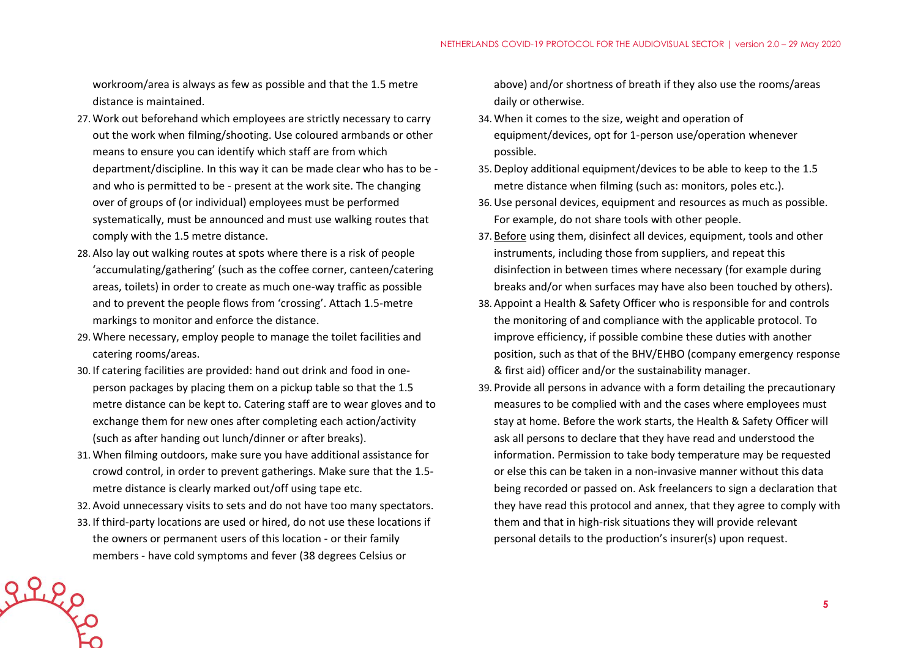workroom/area is always as few as possible and that the 1.5 metre distance is maintained.

27. Work out beforehand which employees are strictly necessary to carry out the work when filming/shooting. Use coloured armbands or other means to ensure you can identify which staff are from which department/discipline. In this way it can be made clear who has to be - and who is permitted to be - present at the work site. The changing over of groups of (or individual) employees must be performed systematically, must be announced and must use walking routes that comply with the 1.5 metre distance.
28. Also lay out walking routes at spots where there is a risk of people 'accumulating/gathering' (such as the coffee corner, canteen/catering areas, toilets) in order to create as much one-way traffic as possible and to prevent the people flows from 'crossing'. Attach 1.5-metre markings to monitor and enforce the distance.
29. Where necessary, employ people to manage the toilet facilities and catering rooms/areas.
30. If catering facilities are provided: hand out drink and food in one-person packages by placing them on a pickup table so that the 1.5 metre distance can be kept to. Catering staff are to wear gloves and to exchange them for new ones after completing each action/activity (such as after handing out lunch/dinner or after breaks).
31. When filming outdoors, make sure you have additional assistance for crowd control, in order to prevent gatherings. Make sure that the 1.5-metre distance is clearly marked out/off using tape etc.
32. Avoid unnecessary visits to sets and do not have too many spectators.
33. If third-party locations are used or hired, do not use these locations if the owners or permanent users of this location - or their family members - have cold symptoms and fever (38 degrees Celsius or above) and/or shortness of breath if they also use the rooms/areas daily or otherwise.
34. When it comes to the size, weight and operation of equipment/devices, opt for 1-person use/operation whenever possible.
35. Deploy additional equipment/devices to be able to keep to the 1.5 metre distance when filming (such as: monitors, poles etc.).
36. Use personal devices, equipment and resources as much as possible. For example, do not share tools with other people.
37. <u>Before</u> using them, disinfect all devices, equipment, tools and other instruments, including those from suppliers, and repeat this disinfection in between times where necessary (for example during breaks and/or when surfaces may have also been touched by others).
38. Appoint a Health & Safety Officer who is responsible for and controls the monitoring of and compliance with the applicable protocol. To improve efficiency, if possible combine these duties with another position, such as that of the BHV/EHBO (company emergency response & first aid) officer and/or the sustainability manager.
39. Provide all persons in advance with a form detailing the precautionary measures to be complied with and the cases where employees must stay at home. Before the work starts, the Health & Safety Officer will ask all persons to declare that they have read and understood the information. Permission to take body temperature may be requested or else this can be taken in a non-invasive manner without this data being recorded or passed on. Ask freelancers to sign a declaration that they have read this protocol and annex, that they agree to comply with them and that in high-risk situations they will provide relevant personal details to the production's insurer(s) upon request.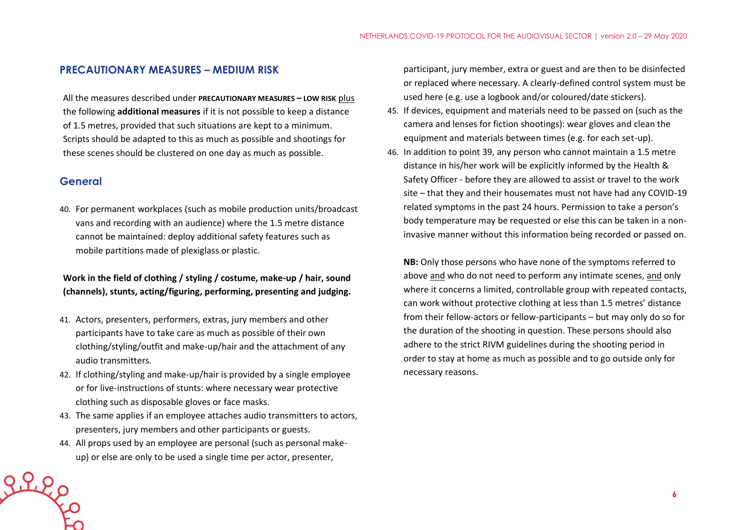## PRECAUTIONARY MEASURES – MEDIUM RISK

All the measures described under **PRECAUTIONARY MEASURES – LOW RISK** plus the following **additional measures** if it is not possible to keep a distance of 1.5 metres, provided that such situations are kept to a minimum. Scripts should be adapted to this as much as possible and shootings for these scenes should be clustered on one day as much as possible.

### General

40. For permanent workplaces (such as mobile production units/broadcast vans and recording with an audience) where the 1.5 metre distance cannot be maintained: deploy additional safety features such as mobile partitions made of plexiglass or plastic.

**Work in the field of clothing / styling / costume, make-up / hair, sound (channels), stunts, acting/figuring, performing, presenting and judging.**

41. Actors, presenters, performers, extras, jury members and other participants have to take care as much as possible of their own clothing/styling/outfit and make-up/hair and the attachment of any audio transmitters.
42. If clothing/styling and make-up/hair is provided by a single employee or for live-instructions of stunts: where necessary wear protective clothing such as disposable gloves or face masks.
43. The same applies if an employee attaches audio transmitters to actors, presenters, jury members and other participants or guests.
44. All props used by an employee are personal (such as personal make-up) or else are only to be used a single time per actor, presenter, participant, jury member, extra or guest and are then to be disinfected or replaced where necessary. A clearly-defined control system must be used here (e.g. use a logbook and/or coloured/date stickers).
45. If devices, equipment and materials need to be passed on (such as the camera and lenses for fiction shootings): wear gloves and clean the equipment and materials between times (e.g. for each set-up).
46. In addition to point 39, any person who cannot maintain a 1.5 metre distance in his/her work will be explicitly informed by the Health & Safety Officer - before they are allowed to assist or travel to the work site – that they and their housemates must not have had any COVID-19 related symptoms in the past 24 hours. Permission to take a person's body temperature may be requested or else this can be taken in a non-invasive manner without this information being recorded or passed on.

**NB:** Only those persons who have none of the symptoms referred to above and who do not need to perform any intimate scenes, and only where it concerns a limited, controllable group with repeated contacts, can work without protective clothing at less than 1.5 metres' distance from their fellow-actors or fellow-participants – but may only do so for the duration of the shooting in question. These persons should also adhere to the strict RIVM guidelines during the shooting period in order to stay at home as much as possible and to go outside only for necessary reasons.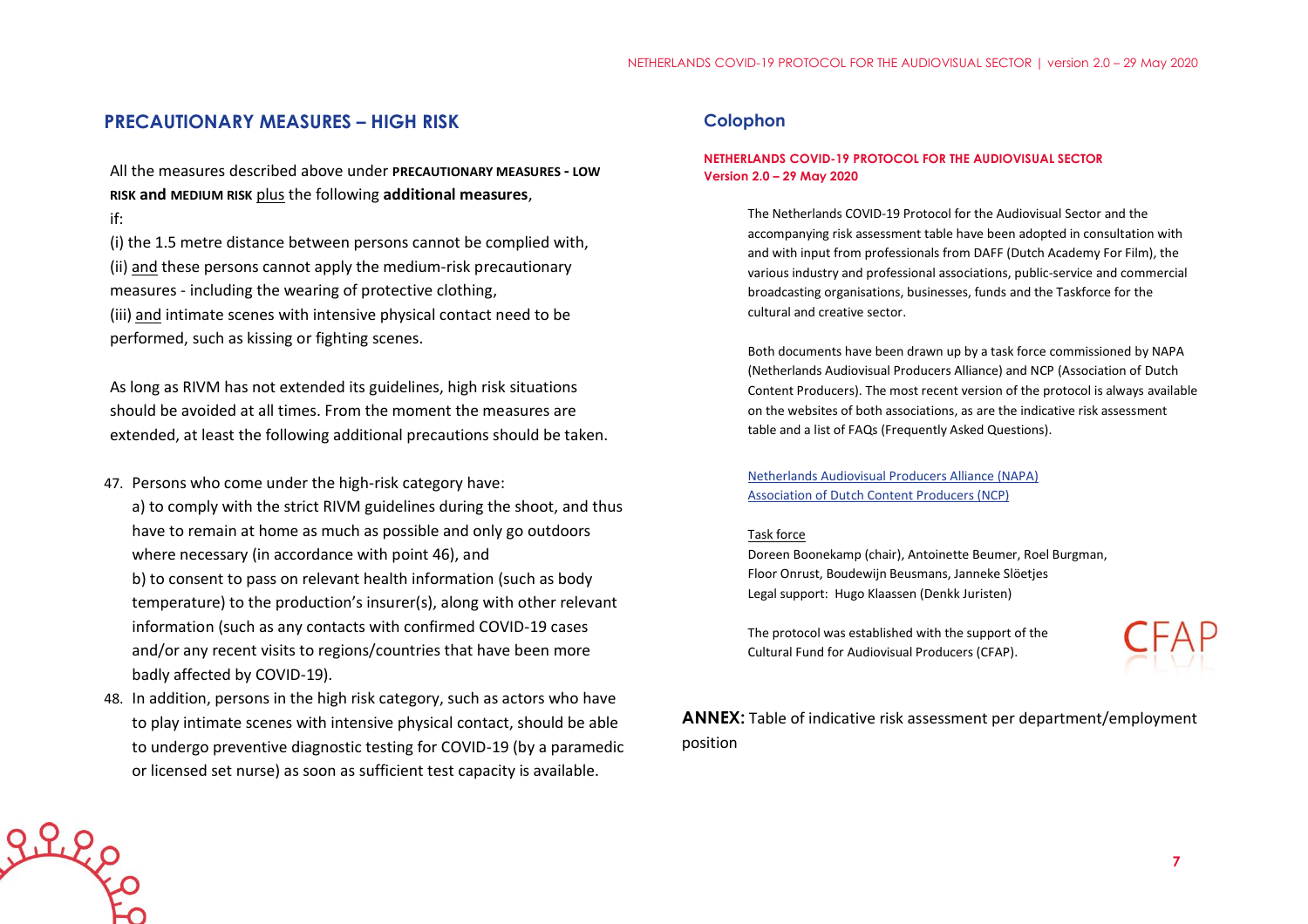## PRECAUTIONARY MEASURES – HIGH RISK

All the measures described above under **PRECAUTIONARY MEASURES - LOW RISK and MEDIUM RISK** plus the following **additional measures**, if:

(i) the 1.5 metre distance between persons cannot be complied with,
(ii) and these persons cannot apply the medium-risk precautionary measures - including the wearing of protective clothing,
(iii) and intimate scenes with intensive physical contact need to be performed, such as kissing or fighting scenes.

As long as RIVM has not extended its guidelines, high risk situations should be avoided at all times. From the moment the measures are extended, at least the following additional precautions should be taken.

47. Persons who come under the high-risk category have:
    a) to comply with the strict RIVM guidelines during the shoot, and thus have to remain at home as much as possible and only go outdoors where necessary (in accordance with point 46), and
    b) to consent to pass on relevant health information (such as body temperature) to the production's insurer(s), along with other relevant information (such as any contacts with confirmed COVID-19 cases and/or any recent visits to regions/countries that have been more badly affected by COVID-19).
48. In addition, persons in the high risk category, such as actors who have to play intimate scenes with intensive physical contact, should be able to undergo preventive diagnostic testing for COVID-19 (by a paramedic or licensed set nurse) as soon as sufficient test capacity is available.

## Colophon

**NETHERLANDS COVID-19 PROTOCOL FOR THE AUDIOVISUAL SECTOR**
**Version 2.0 – 29 May 2020**

The Netherlands COVID-19 Protocol for the Audiovisual Sector and the accompanying risk assessment table have been adopted in consultation with and with input from professionals from DAFF (Dutch Academy For Film), the various industry and professional associations, public-service and commercial broadcasting organisations, businesses, funds and the Taskforce for the cultural and creative sector.

Both documents have been drawn up by a task force commissioned by NAPA (Netherlands Audiovisual Producers Alliance) and NCP (Association of Dutch Content Producers). The most recent version of the protocol is always available on the websites of both associations, as are the indicative risk assessment table and a list of FAQs (Frequently Asked Questions).

Netherlands Audiovisual Producers Alliance (NAPA)
Association of Dutch Content Producers (NCP)

Task force
Doreen Boonekamp (chair), Antoinette Beumer, Roel Burgman, Floor Onrust, Boudewijn Beusmans, Janneke Slöetjes
Legal support: Hugo Klaassen (Denkk Juristen)

The protocol was established with the support of the Cultural Fund for Audiovisual Producers (CFAP).

CFAP

**ANNEX:** Table of indicative risk assessment per department/employment position